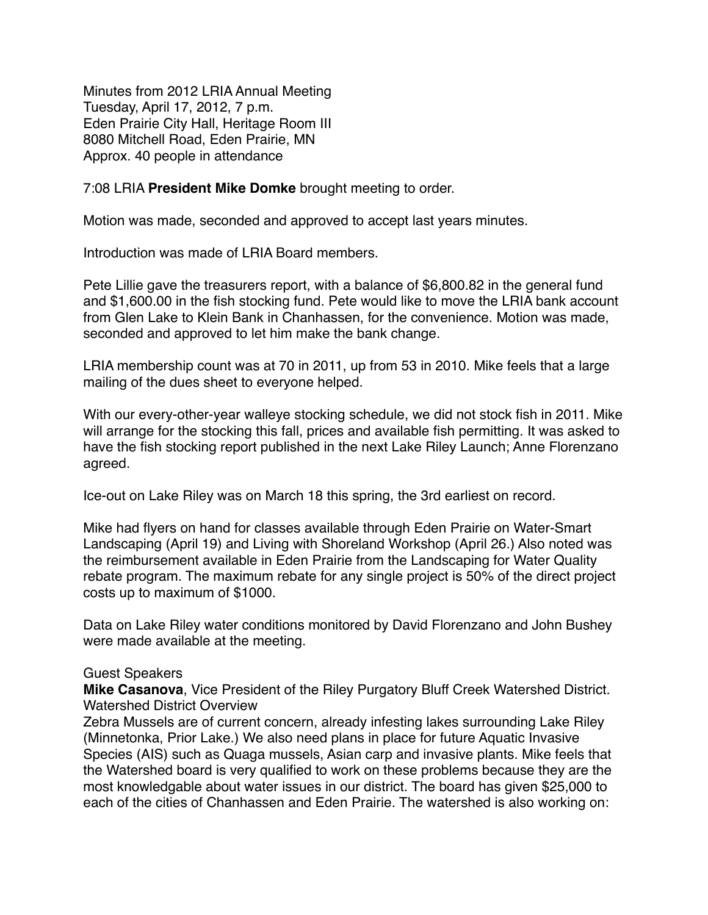Minutes from 2012 LRIA Annual Meeting
Tuesday, April 17, 2012, 7 p.m.
Eden Prairie City Hall, Heritage Room III
8080 Mitchell Road, Eden Prairie, MN
Approx. 40 people in attendance

7:08 LRIA **President Mike Domke** brought meeting to order.

Motion was made, seconded and approved to accept last years minutes.

Introduction was made of LRIA Board members.

Pete Lillie gave the treasurers report, with a balance of $6,800.82 in the general fund and $1,600.00 in the fish stocking fund. Pete would like to move the LRIA bank account from Glen Lake to Klein Bank in Chanhassen, for the convenience. Motion was made, seconded and approved to let him make the bank change.

LRIA membership count was at 70 in 2011, up from 53 in 2010. Mike feels that a large mailing of the dues sheet to everyone helped.

With our every-other-year walleye stocking schedule, we did not stock fish in 2011. Mike will arrange for the stocking this fall, prices and available fish permitting. It was asked to have the fish stocking report published in the next Lake Riley Launch; Anne Florenzano agreed.

Ice-out on Lake Riley was on March 18 this spring, the 3rd earliest on record.

Mike had flyers on hand for classes available through Eden Prairie on Water-Smart Landscaping (April 19) and Living with Shoreland Workshop (April 26.) Also noted was the reimbursement available in Eden Prairie from the Landscaping for Water Quality rebate program. The maximum rebate for any single project is 50% of the direct project costs up to maximum of $1000.

Data on Lake Riley water conditions monitored by David Florenzano and John Bushey were made available at the meeting.

Guest Speakers
**Mike Casanova**, Vice President of the Riley Purgatory Bluff Creek Watershed District.
Watershed District Overview
Zebra Mussels are of current concern, already infesting lakes surrounding Lake Riley (Minnetonka, Prior Lake.) We also need plans in place for future Aquatic Invasive Species (AIS) such as Quaga mussels, Asian carp and invasive plants. Mike feels that the Watershed board is very qualified to work on these problems because they are the most knowledgable about water issues in our district. The board has given $25,000 to each of the cities of Chanhassen and Eden Prairie. The watershed is also working on: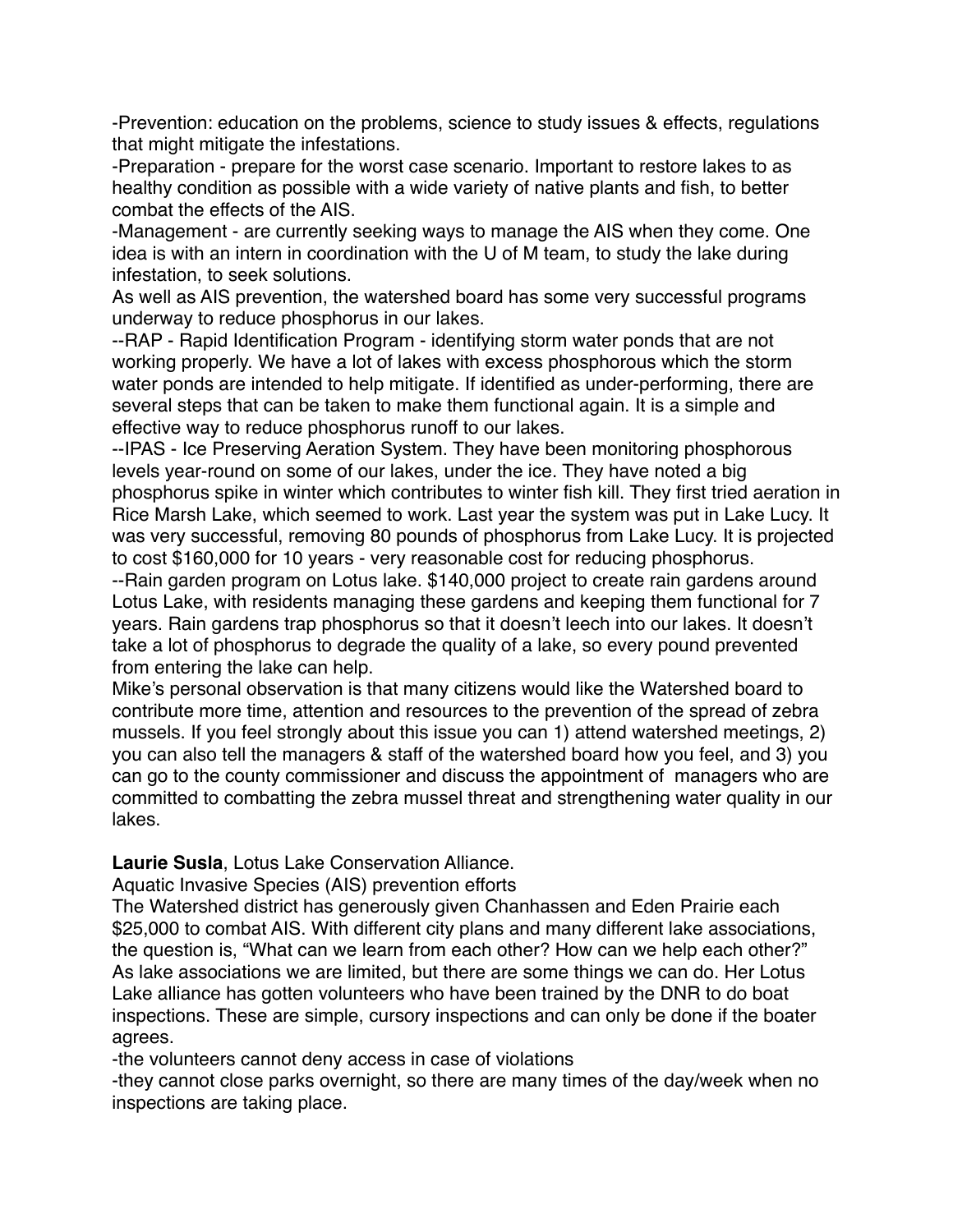-Prevention: education on the problems, science to study issues & effects, regulations that might mitigate the infestations.

-Preparation - prepare for the worst case scenario. Important to restore lakes to as healthy condition as possible with a wide variety of native plants and fish, to better combat the effects of the AIS.

-Management - are currently seeking ways to manage the AIS when they come. One idea is with an intern in coordination with the U of M team, to study the lake during infestation, to seek solutions.

As well as AIS prevention, the watershed board has some very successful programs underway to reduce phosphorus in our lakes.

--RAP - Rapid Identification Program - identifying storm water ponds that are not working properly. We have a lot of lakes with excess phosphorous which the storm water ponds are intended to help mitigate. If identified as under-performing, there are several steps that can be taken to make them functional again. It is a simple and effective way to reduce phosphorus runoff to our lakes.

--IPAS - Ice Preserving Aeration System. They have been monitoring phosphorous levels year-round on some of our lakes, under the ice. They have noted a big phosphorus spike in winter which contributes to winter fish kill. They first tried aeration in Rice Marsh Lake, which seemed to work. Last year the system was put in Lake Lucy. It was very successful, removing 80 pounds of phosphorus from Lake Lucy. It is projected to cost $160,000 for 10 years - very reasonable cost for reducing phosphorus.

--Rain garden program on Lotus lake. $140,000 project to create rain gardens around Lotus Lake, with residents managing these gardens and keeping them functional for 7 years. Rain gardens trap phosphorus so that it doesn't leech into our lakes. It doesn't take a lot of phosphorus to degrade the quality of a lake, so every pound prevented from entering the lake can help.

Mike's personal observation is that many citizens would like the Watershed board to contribute more time, attention and resources to the prevention of the spread of zebra mussels. If you feel strongly about this issue you can 1) attend watershed meetings, 2) you can also tell the managers & staff of the watershed board how you feel, and 3) you can go to the county commissioner and discuss the appointment of managers who are committed to combatting the zebra mussel threat and strengthening water quality in our lakes.

**Laurie Susla**, Lotus Lake Conservation Alliance.

Aquatic Invasive Species (AIS) prevention efforts

The Watershed district has generously given Chanhassen and Eden Prairie each $25,000 to combat AIS. With different city plans and many different lake associations, the question is, "What can we learn from each other? How can we help each other?" As lake associations we are limited, but there are some things we can do. Her Lotus Lake alliance has gotten volunteers who have been trained by the DNR to do boat inspections. These are simple, cursory inspections and can only be done if the boater agrees.

-the volunteers cannot deny access in case of violations

-they cannot close parks overnight, so there are many times of the day/week when no inspections are taking place.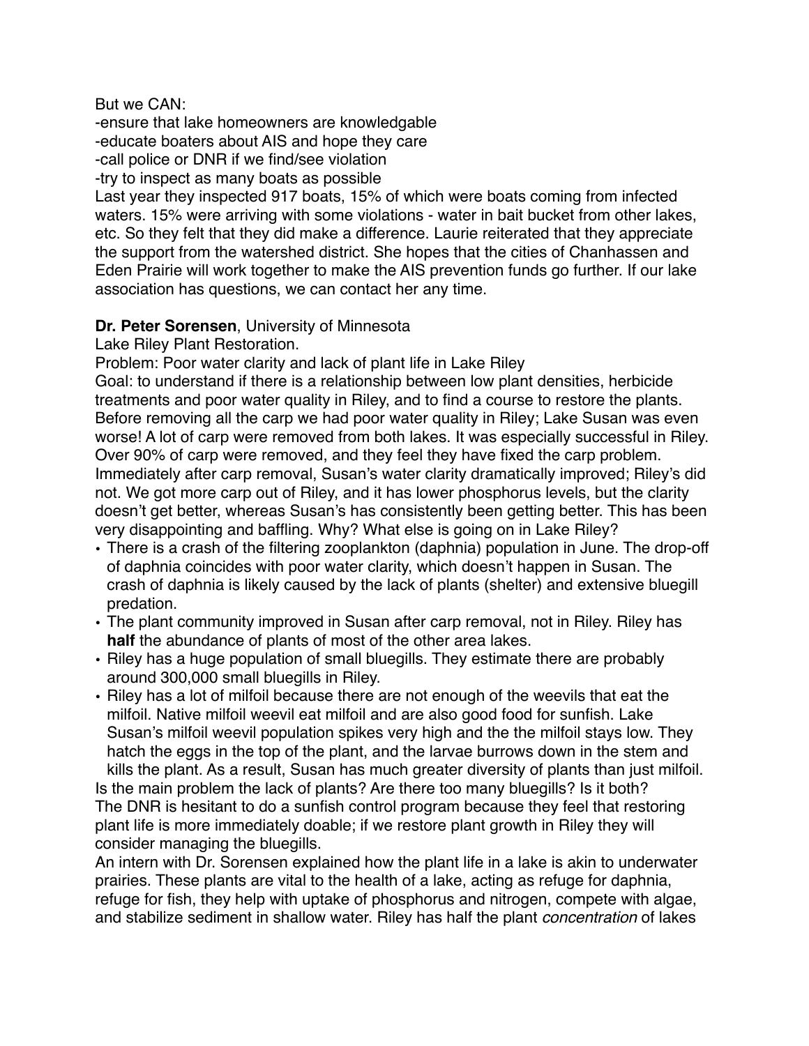But we CAN:
-ensure that lake homeowners are knowledgable
-educate boaters about AIS and hope they care
-call police or DNR if we find/see violation
-try to inspect as many boats as possible
Last year they inspected 917 boats, 15% of which were boats coming from infected waters. 15% were arriving with some violations - water in bait bucket from other lakes, etc. So they felt that they did make a difference. Laurie reiterated that they appreciate the support from the watershed district. She hopes that the cities of Chanhassen and Eden Prairie will work together to make the AIS prevention funds go further. If our lake association has questions, we can contact her any time.

**Dr. Peter Sorensen**, University of Minnesota
Lake Riley Plant Restoration.
Problem: Poor water clarity and lack of plant life in Lake Riley
Goal: to understand if there is a relationship between low plant densities, herbicide treatments and poor water quality in Riley, and to find a course to restore the plants.
Before removing all the carp we had poor water quality in Riley; Lake Susan was even worse! A lot of carp were removed from both lakes. It was especially successful in Riley. Over 90% of carp were removed, and they feel they have fixed the carp problem. Immediately after carp removal, Susan's water clarity dramatically improved; Riley's did not. We got more carp out of Riley, and it has lower phosphorus levels, but the clarity doesn't get better, whereas Susan's has consistently been getting better. This has been very disappointing and baffling. Why? What else is going on in Lake Riley?

- There is a crash of the filtering zooplankton (daphnia) population in June. The drop-off of daphnia coincides with poor water clarity, which doesn't happen in Susan. The crash of daphnia is likely caused by the lack of plants (shelter) and extensive bluegill predation.
- The plant community improved in Susan after carp removal, not in Riley. Riley has **half** the abundance of plants of most of the other area lakes.
- Riley has a huge population of small bluegills. They estimate there are probably around 300,000 small bluegills in Riley.
- Riley has a lot of milfoil because there are not enough of the weevils that eat the milfoil. Native milfoil weevil eat milfoil and are also good food for sunfish. Lake Susan's milfoil weevil population spikes very high and the the milfoil stays low. They hatch the eggs in the top of the plant, and the larvae burrows down in the stem and kills the plant. As a result, Susan has much greater diversity of plants than just milfoil.

Is the main problem the lack of plants? Are there too many bluegills? Is it both?
The DNR is hesitant to do a sunfish control program because they feel that restoring plant life is more immediately doable; if we restore plant growth in Riley they will consider managing the bluegills.
An intern with Dr. Sorensen explained how the plant life in a lake is akin to underwater prairies. These plants are vital to the health of a lake, acting as refuge for daphnia, refuge for fish, they help with uptake of phosphorus and nitrogen, compete with algae, and stabilize sediment in shallow water. Riley has half the plant *concentration* of lakes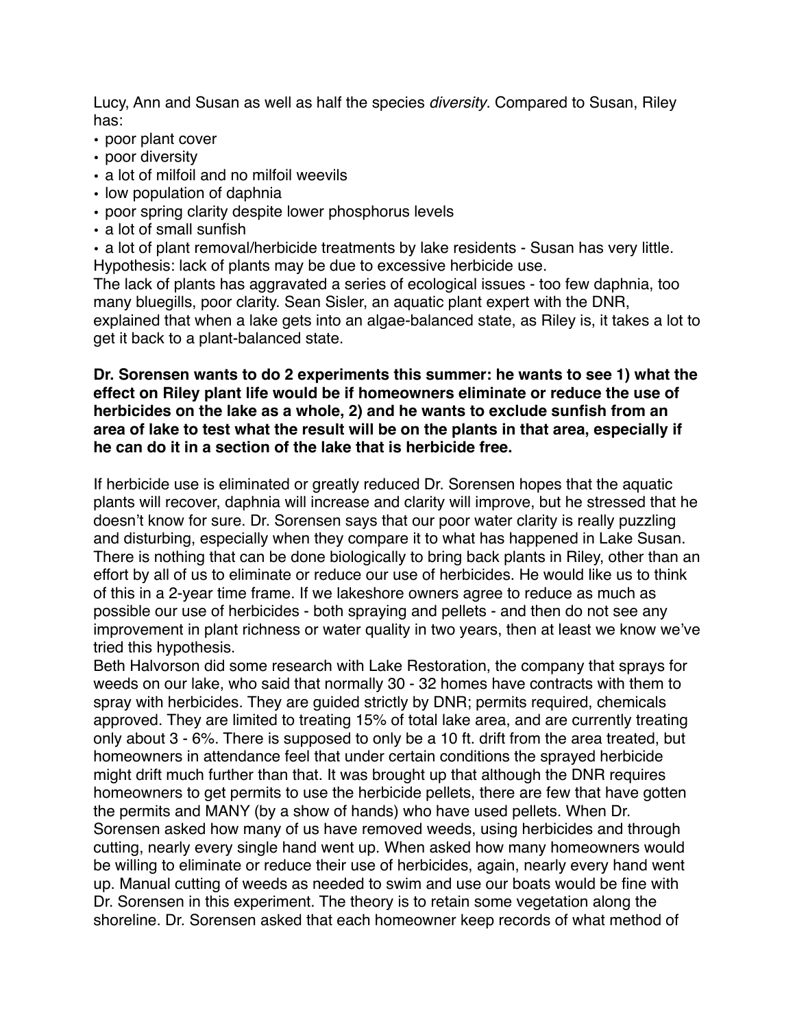Lucy, Ann and Susan as well as half the species *diversity*. Compared to Susan, Riley has:

- poor plant cover
- poor diversity
- a lot of milfoil and no milfoil weevils
- low population of daphnia
- poor spring clarity despite lower phosphorus levels
- a lot of small sunfish
- a lot of plant removal/herbicide treatments by lake residents - Susan has very little.

Hypothesis: lack of plants may be due to excessive herbicide use.
The lack of plants has aggravated a series of ecological issues - too few daphnia, too many bluegills, poor clarity. Sean Sisler, an aquatic plant expert with the DNR, explained that when a lake gets into an algae-balanced state, as Riley is, it takes a lot to get it back to a plant-balanced state.

**Dr. Sorensen wants to do 2 experiments this summer: he wants to see 1) what the effect on Riley plant life would be if homeowners eliminate or reduce the use of herbicides on the lake as a whole, 2) and he wants to exclude sunfish from an area of lake to test what the result will be on the plants in that area, especially if he can do it in a section of the lake that is herbicide free.**

If herbicide use is eliminated or greatly reduced Dr. Sorensen hopes that the aquatic plants will recover, daphnia will increase and clarity will improve, but he stressed that he doesn't know for sure. Dr. Sorensen says that our poor water clarity is really puzzling and disturbing, especially when they compare it to what has happened in Lake Susan. There is nothing that can be done biologically to bring back plants in Riley, other than an effort by all of us to eliminate or reduce our use of herbicides. He would like us to think of this in a 2-year time frame. If we lakeshore owners agree to reduce as much as possible our use of herbicides - both spraying and pellets - and then do not see any improvement in plant richness or water quality in two years, then at least we know we've tried this hypothesis.
Beth Halvorson did some research with Lake Restoration, the company that sprays for weeds on our lake, who said that normally 30 - 32 homes have contracts with them to spray with herbicides. They are guided strictly by DNR; permits required, chemicals approved. They are limited to treating 15% of total lake area, and are currently treating only about 3 - 6%. There is supposed to only be a 10 ft. drift from the area treated, but homeowners in attendance feel that under certain conditions the sprayed herbicide might drift much further than that. It was brought up that although the DNR requires homeowners to get permits to use the herbicide pellets, there are few that have gotten the permits and MANY (by a show of hands) who have used pellets. When Dr. Sorensen asked how many of us have removed weeds, using herbicides and through cutting, nearly every single hand went up. When asked how many homeowners would be willing to eliminate or reduce their use of herbicides, again, nearly every hand went up. Manual cutting of weeds as needed to swim and use our boats would be fine with Dr. Sorensen in this experiment. The theory is to retain some vegetation along the shoreline. Dr. Sorensen asked that each homeowner keep records of what method of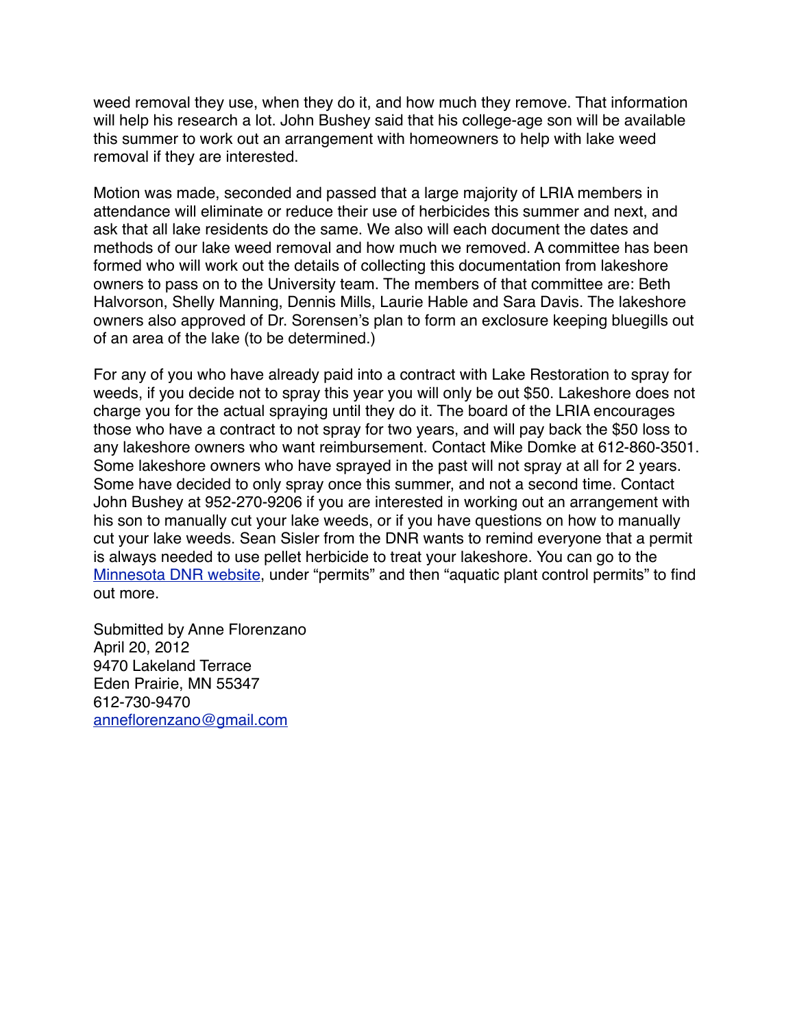weed removal they use, when they do it, and how much they remove. That information will help his research a lot. John Bushey said that his college-age son will be available this summer to work out an arrangement with homeowners to help with lake weed removal if they are interested.

Motion was made, seconded and passed that a large majority of LRIA members in attendance will eliminate or reduce their use of herbicides this summer and next, and ask that all lake residents do the same. We also will each document the dates and methods of our lake weed removal and how much we removed. A committee has been formed who will work out the details of collecting this documentation from lakeshore owners to pass on to the University team. The members of that committee are: Beth Halvorson, Shelly Manning, Dennis Mills, Laurie Hable and Sara Davis. The lakeshore owners also approved of Dr. Sorensen's plan to form an exclosure keeping bluegills out of an area of the lake (to be determined.)

For any of you who have already paid into a contract with Lake Restoration to spray for weeds, if you decide not to spray this year you will only be out $50. Lakeshore does not charge you for the actual spraying until they do it. The board of the LRIA encourages those who have a contract to not spray for two years, and will pay back the $50 loss to any lakeshore owners who want reimbursement. Contact Mike Domke at 612-860-3501. Some lakeshore owners who have sprayed in the past will not spray at all for 2 years. Some have decided to only spray once this summer, and not a second time. Contact John Bushey at 952-270-9206 if you are interested in working out an arrangement with his son to manually cut your lake weeds, or if you have questions on how to manually cut your lake weeds. Sean Sisler from the DNR wants to remind everyone that a permit is always needed to use pellet herbicide to treat your lakeshore. You can go to the Minnesota DNR website, under "permits" and then "aquatic plant control permits" to find out more.

Submitted by Anne Florenzano  
April 20, 2012  
9470 Lakeland Terrace  
Eden Prairie, MN 55347  
612-730-9470  
anneflorenzano@gmail.com